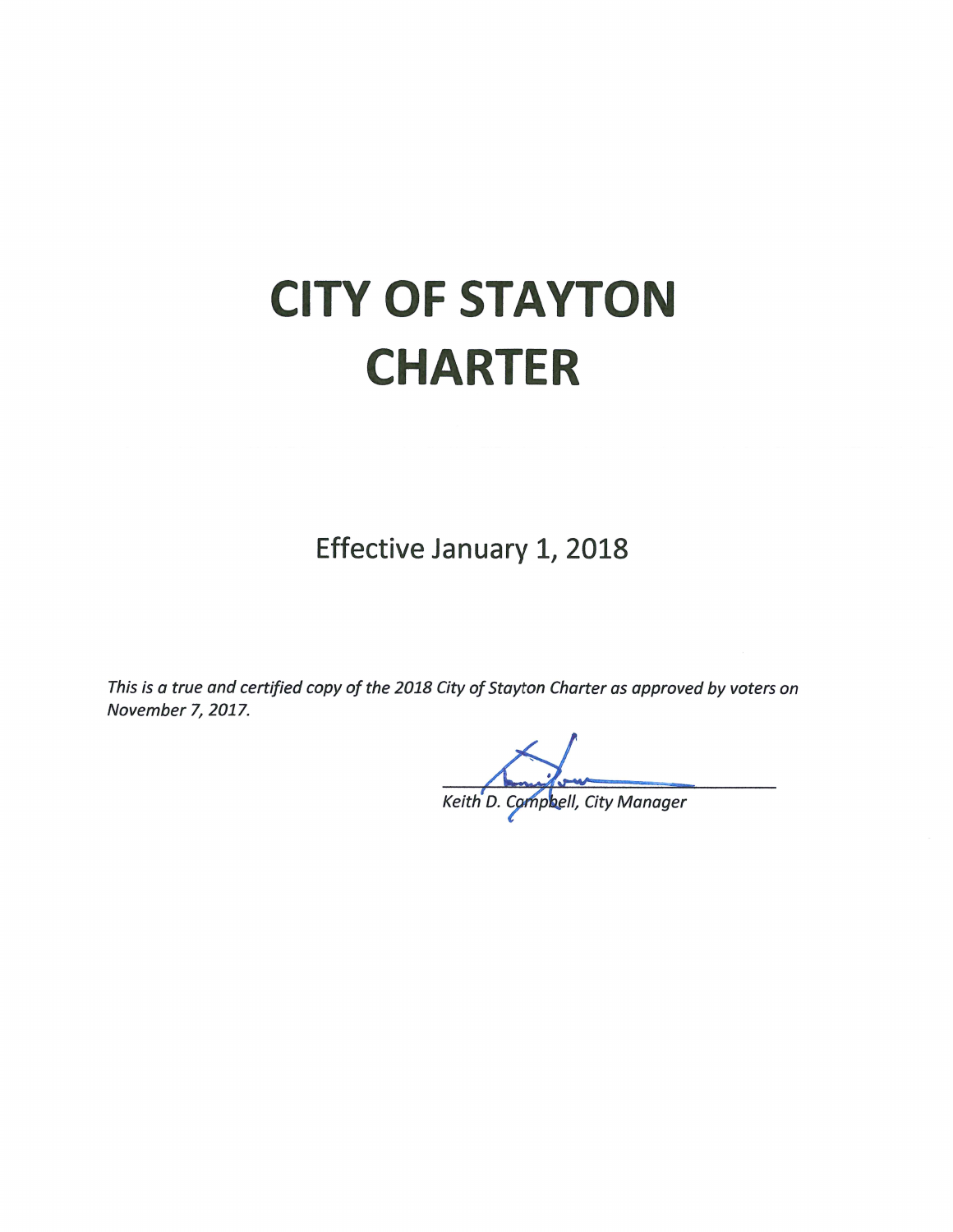# CITY OF STAYTON CHARTER

Effective January 1, 2018

*This is a true and certified copy of the 2018 City of Stayton Charter as approved by voters on November 7, 2017.*

*Keith D. Campbell, City Manager*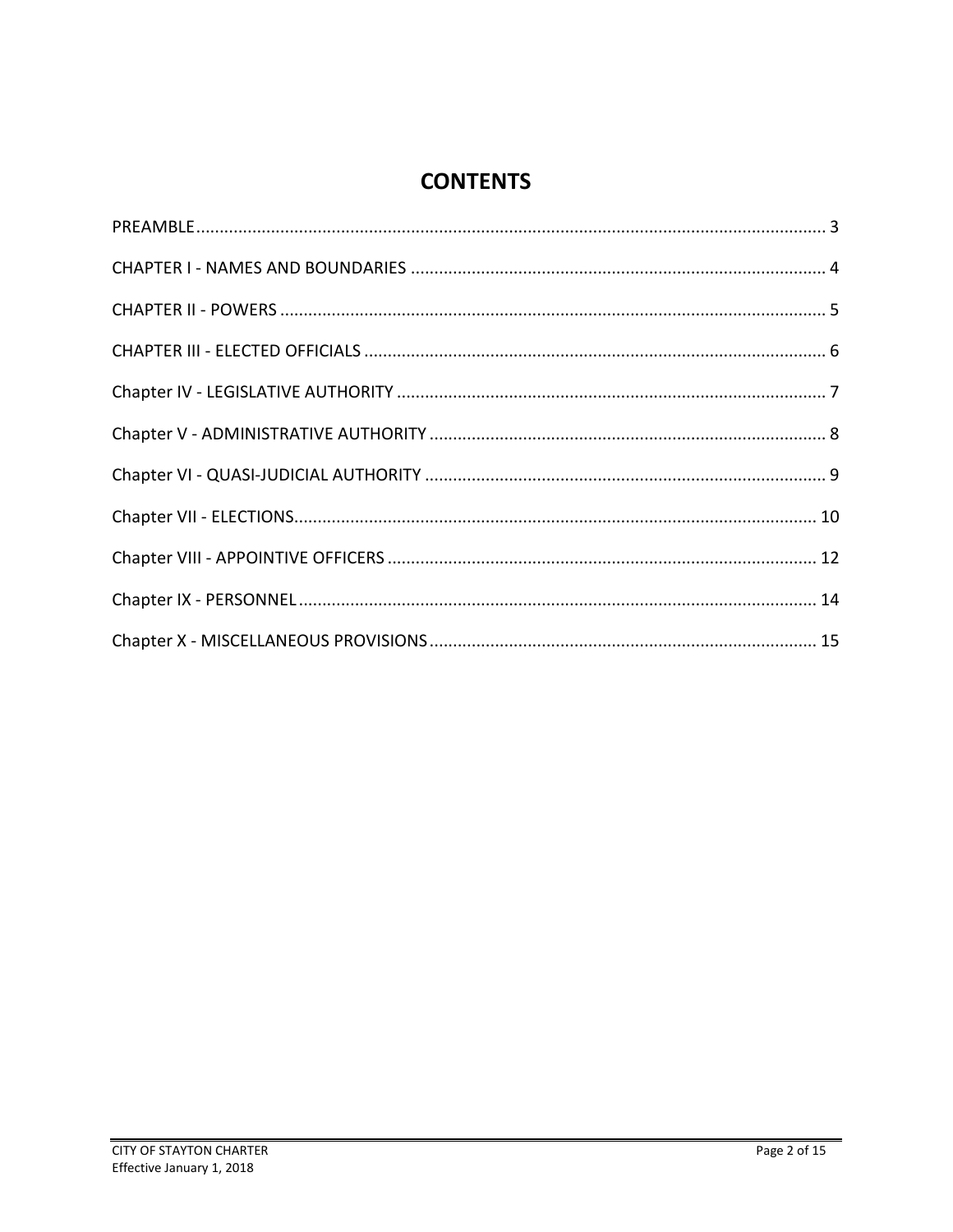# CONTENTS

PREAMBLE........................................................................................................................ 3

CHAPTER I - NAMES AND BOUNDARIES ......................................................................................... 4

CHAPTER II - POWERS .................................................................................................................... 5

CHAPTER III - ELECTED OFFICIALS .................................................................................................. 6

Chapter IV - LEGISLATIVE AUTHORITY ........................................................................................... 7

Chapter V - ADMINISTRATIVE AUTHORITY .................................................................................... 8

Chapter VI - QUASI-JUDICIAL AUTHORITY ..................................................................................... 9

Chapter VII - ELECTIONS.............................................................................................................. 10

Chapter VIII - APPOINTIVE OFFICERS ........................................................................................... 12

Chapter IX - PERSONNEL.............................................................................................................. 14

Chapter X - MISCELLANEOUS PROVISIONS.................................................................................. 15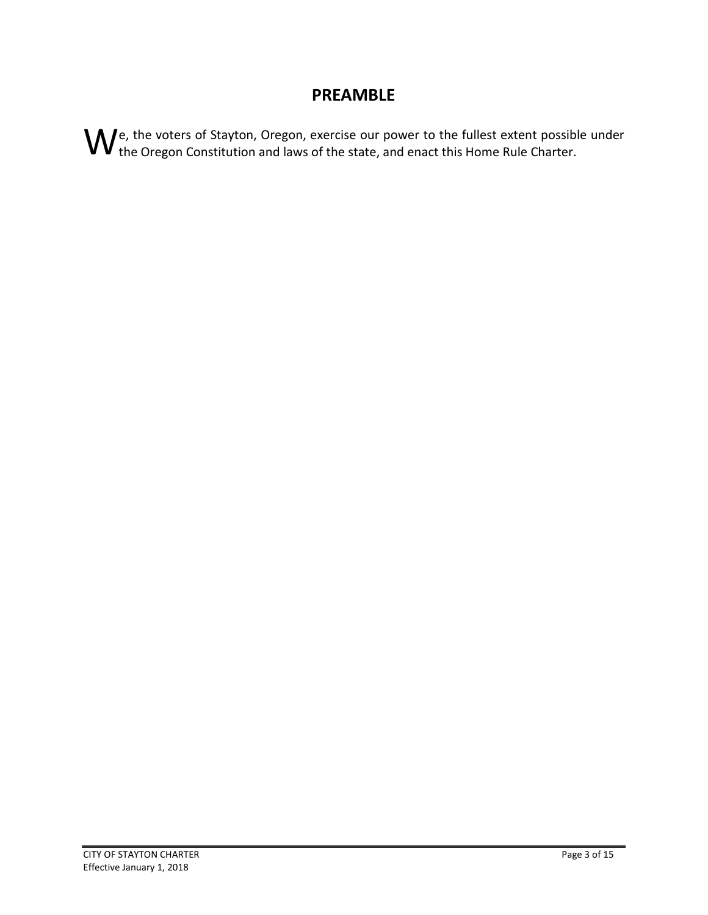# PREAMBLE

We, the voters of Stayton, Oregon, exercise our power to the fullest extent possible under the Oregon Constitution and laws of the state, and enact this Home Rule Charter.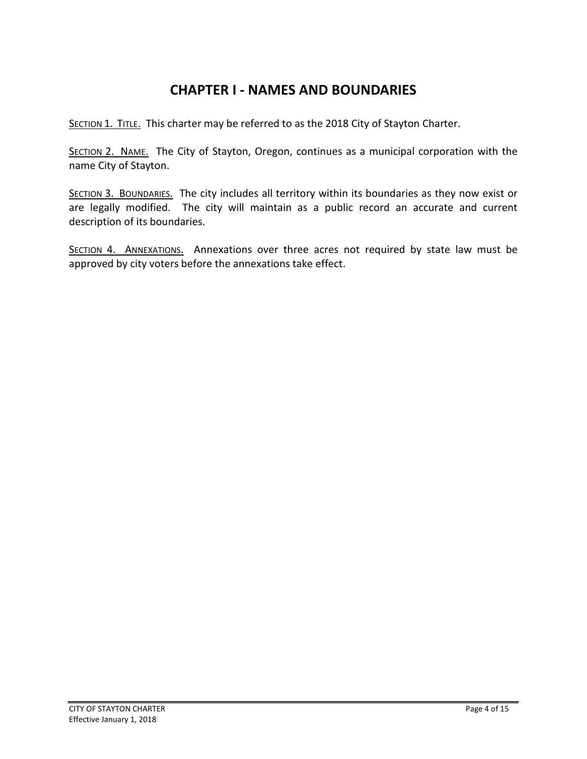# CHAPTER I - NAMES AND BOUNDARIES

SECTION 1. TITLE. This charter may be referred to as the 2018 City of Stayton Charter.

SECTION 2. NAME. The City of Stayton, Oregon, continues as a municipal corporation with the name City of Stayton.

SECTION 3. BOUNDARIES. The city includes all territory within its boundaries as they now exist or are legally modified. The city will maintain as a public record an accurate and current description of its boundaries.

SECTION 4. ANNEXATIONS. Annexations over three acres not required by state law must be approved by city voters before the annexations take effect.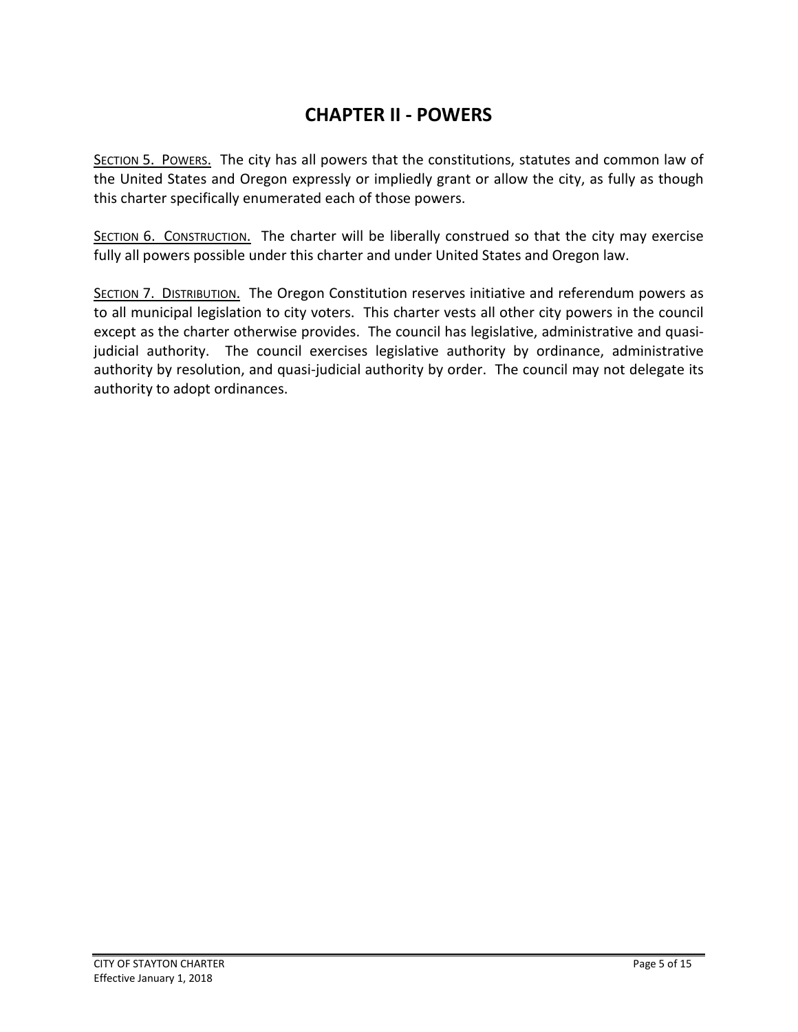# CHAPTER II - POWERS

<u>SECTION 5. POWERS.</u> The city has all powers that the constitutions, statutes and common law of the United States and Oregon expressly or impliedly grant or allow the city, as fully as though this charter specifically enumerated each of those powers.

<u>SECTION 6. CONSTRUCTION.</u> The charter will be liberally construed so that the city may exercise fully all powers possible under this charter and under United States and Oregon law.

<u>SECTION 7. DISTRIBUTION.</u> The Oregon Constitution reserves initiative and referendum powers as to all municipal legislation to city voters. This charter vests all other city powers in the council except as the charter otherwise provides. The council has legislative, administrative and quasi-judicial authority. The council exercises legislative authority by ordinance, administrative authority by resolution, and quasi-judicial authority by order. The council may not delegate its authority to adopt ordinances.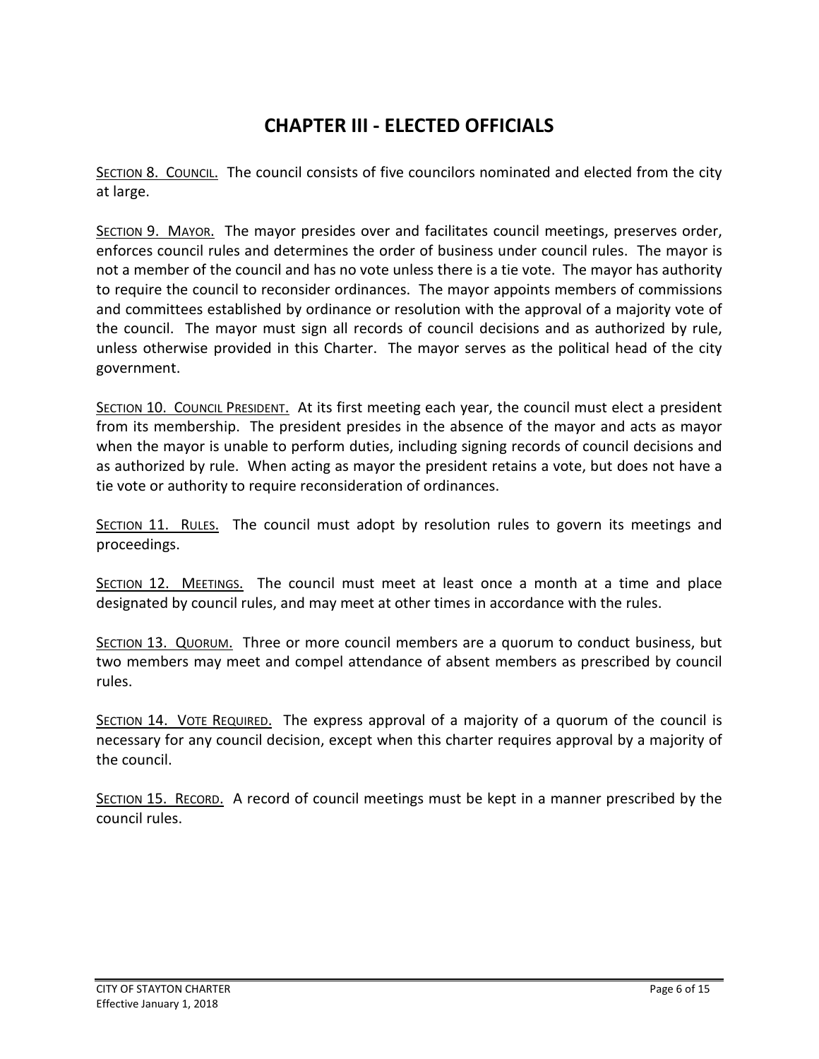# CHAPTER III - ELECTED OFFICIALS

<u>SECTION 8. COUNCIL.</u> The council consists of five councilors nominated and elected from the city at large.

<u>SECTION 9. MAYOR.</u> The mayor presides over and facilitates council meetings, preserves order, enforces council rules and determines the order of business under council rules. The mayor is not a member of the council and has no vote unless there is a tie vote. The mayor has authority to require the council to reconsider ordinances. The mayor appoints members of commissions and committees established by ordinance or resolution with the approval of a majority vote of the council. The mayor must sign all records of council decisions and as authorized by rule, unless otherwise provided in this Charter. The mayor serves as the political head of the city government.

<u>SECTION 10. COUNCIL PRESIDENT.</u> At its first meeting each year, the council must elect a president from its membership. The president presides in the absence of the mayor and acts as mayor when the mayor is unable to perform duties, including signing records of council decisions and as authorized by rule. When acting as mayor the president retains a vote, but does not have a tie vote or authority to require reconsideration of ordinances.

<u>SECTION 11. RULES.</u> The council must adopt by resolution rules to govern its meetings and proceedings.

<u>SECTION 12. MEETINGS.</u> The council must meet at least once a month at a time and place designated by council rules, and may meet at other times in accordance with the rules.

<u>SECTION 13. QUORUM.</u> Three or more council members are a quorum to conduct business, but two members may meet and compel attendance of absent members as prescribed by council rules.

<u>SECTION 14. VOTE REQUIRED.</u> The express approval of a majority of a quorum of the council is necessary for any council decision, except when this charter requires approval by a majority of the council.

<u>SECTION 15. RECORD.</u> A record of council meetings must be kept in a manner prescribed by the council rules.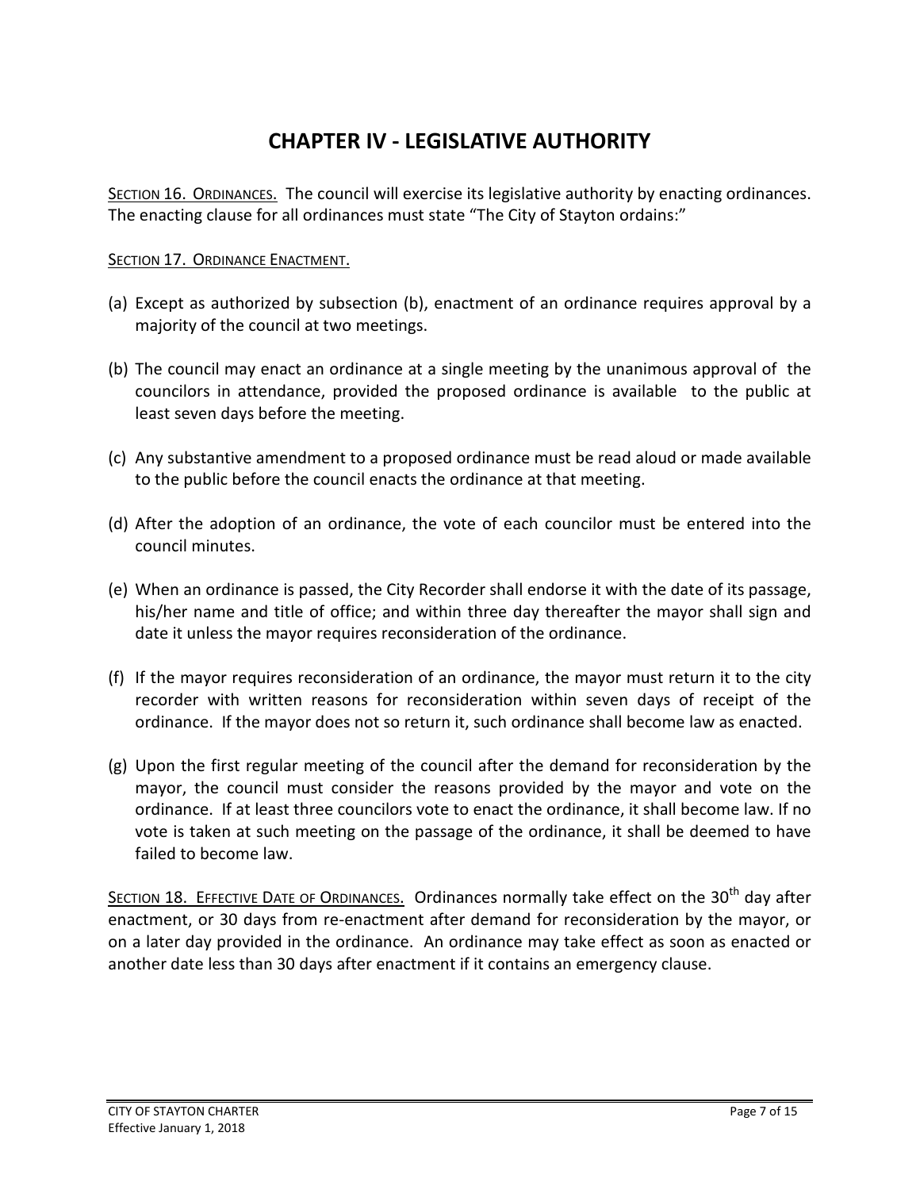# CHAPTER IV - LEGISLATIVE AUTHORITY

SECTION 16. ORDINANCES. The council will exercise its legislative authority by enacting ordinances. The enacting clause for all ordinances must state "The City of Stayton ordains:"

SECTION 17. ORDINANCE ENACTMENT.

(a) Except as authorized by subsection (b), enactment of an ordinance requires approval by a majority of the council at two meetings.

(b) The council may enact an ordinance at a single meeting by the unanimous approval of the councilors in attendance, provided the proposed ordinance is available to the public at least seven days before the meeting.

(c) Any substantive amendment to a proposed ordinance must be read aloud or made available to the public before the council enacts the ordinance at that meeting.

(d) After the adoption of an ordinance, the vote of each councilor must be entered into the council minutes.

(e) When an ordinance is passed, the City Recorder shall endorse it with the date of its passage, his/her name and title of office; and within three day thereafter the mayor shall sign and date it unless the mayor requires reconsideration of the ordinance.

(f) If the mayor requires reconsideration of an ordinance, the mayor must return it to the city recorder with written reasons for reconsideration within seven days of receipt of the ordinance. If the mayor does not so return it, such ordinance shall become law as enacted.

(g) Upon the first regular meeting of the council after the demand for reconsideration by the mayor, the council must consider the reasons provided by the mayor and vote on the ordinance. If at least three councilors vote to enact the ordinance, it shall become law. If no vote is taken at such meeting on the passage of the ordinance, it shall be deemed to have failed to become law.

SECTION 18. EFFECTIVE DATE OF ORDINANCES. Ordinances normally take effect on the 30th day after enactment, or 30 days from re-enactment after demand for reconsideration by the mayor, or on a later day provided in the ordinance. An ordinance may take effect as soon as enacted or another date less than 30 days after enactment if it contains an emergency clause.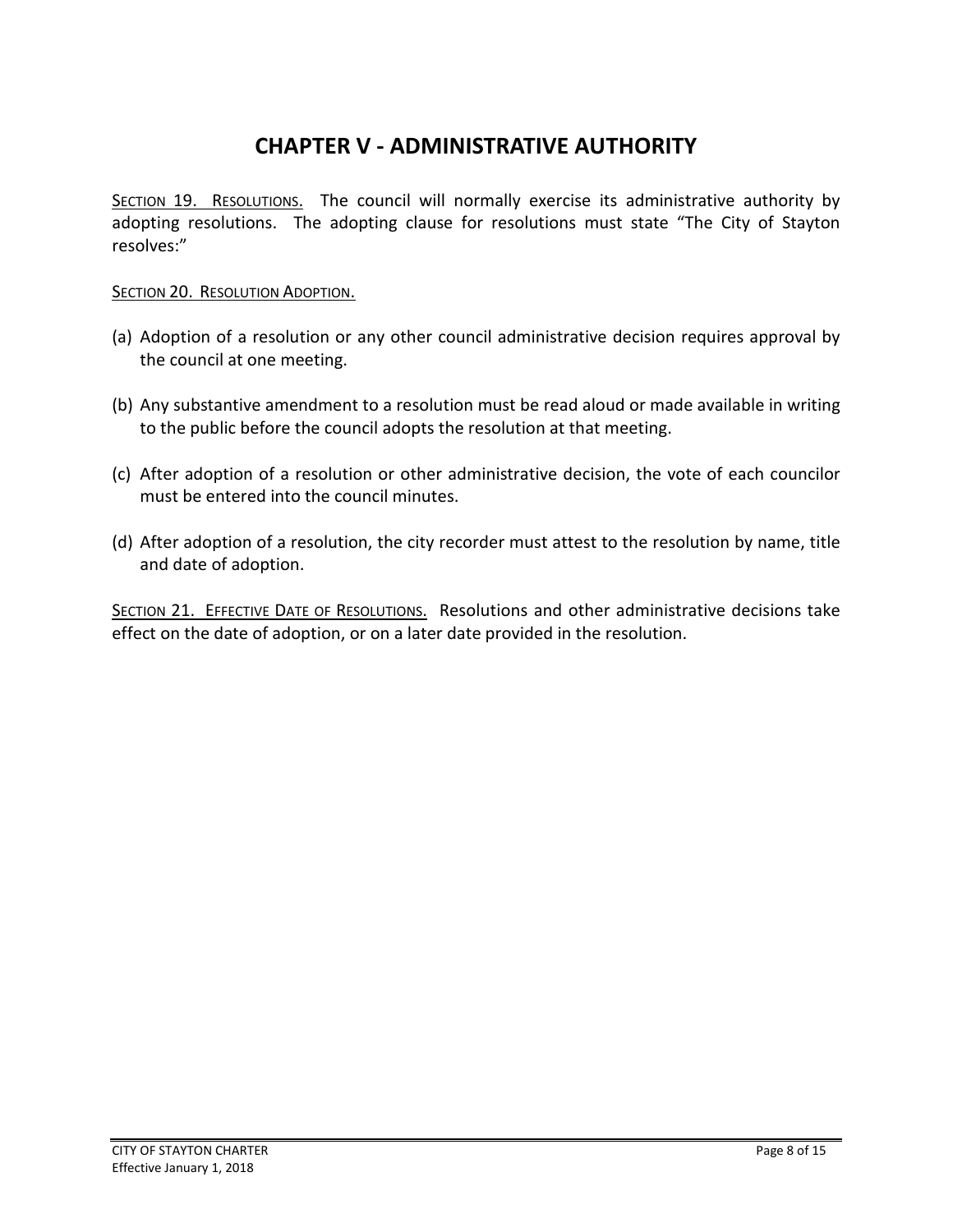# CHAPTER V - ADMINISTRATIVE AUTHORITY

<u>SECTION 19. RESOLUTIONS.</u> The council will normally exercise its administrative authority by adopting resolutions. The adopting clause for resolutions must state "The City of Stayton resolves:"

<u>SECTION 20. RESOLUTION ADOPTION.</u>

(a) Adoption of a resolution or any other council administrative decision requires approval by the council at one meeting.

(b) Any substantive amendment to a resolution must be read aloud or made available in writing to the public before the council adopts the resolution at that meeting.

(c) After adoption of a resolution or other administrative decision, the vote of each councilor must be entered into the council minutes.

(d) After adoption of a resolution, the city recorder must attest to the resolution by name, title and date of adoption.

<u>SECTION 21. EFFECTIVE DATE OF RESOLUTIONS.</u> Resolutions and other administrative decisions take effect on the date of adoption, or on a later date provided in the resolution.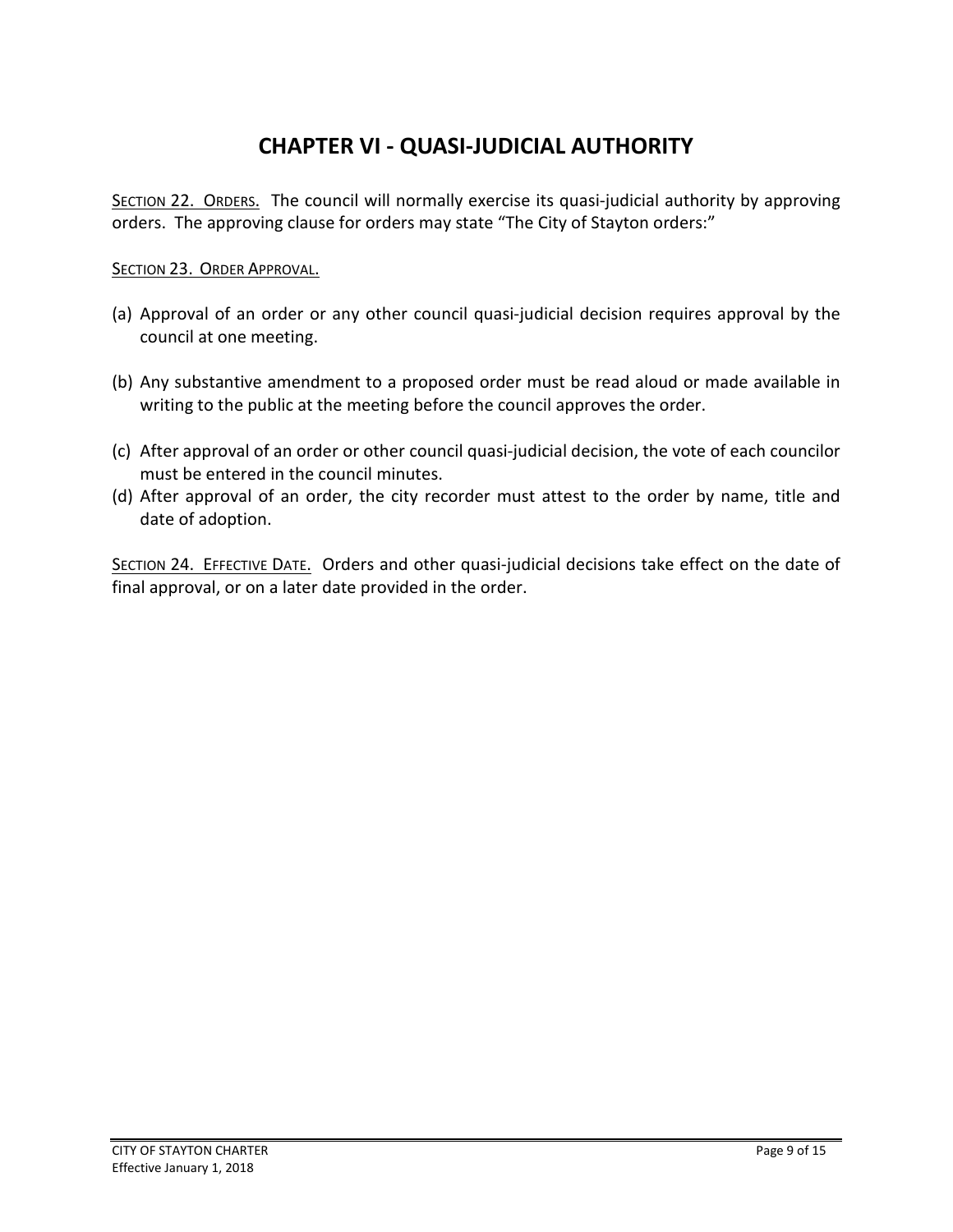# CHAPTER VI - QUASI-JUDICIAL AUTHORITY

<u>SECTION 22. ORDERS.</u> The council will normally exercise its quasi-judicial authority by approving orders. The approving clause for orders may state "The City of Stayton orders:"

<u>SECTION 23. ORDER APPROVAL.</u>

(a) Approval of an order or any other council quasi-judicial decision requires approval by the council at one meeting.

(b) Any substantive amendment to a proposed order must be read aloud or made available in writing to the public at the meeting before the council approves the order.

(c) After approval of an order or other council quasi-judicial decision, the vote of each councilor must be entered in the council minutes.

(d) After approval of an order, the city recorder must attest to the order by name, title and date of adoption.

<u>SECTION 24. EFFECTIVE DATE.</u> Orders and other quasi-judicial decisions take effect on the date of final approval, or on a later date provided in the order.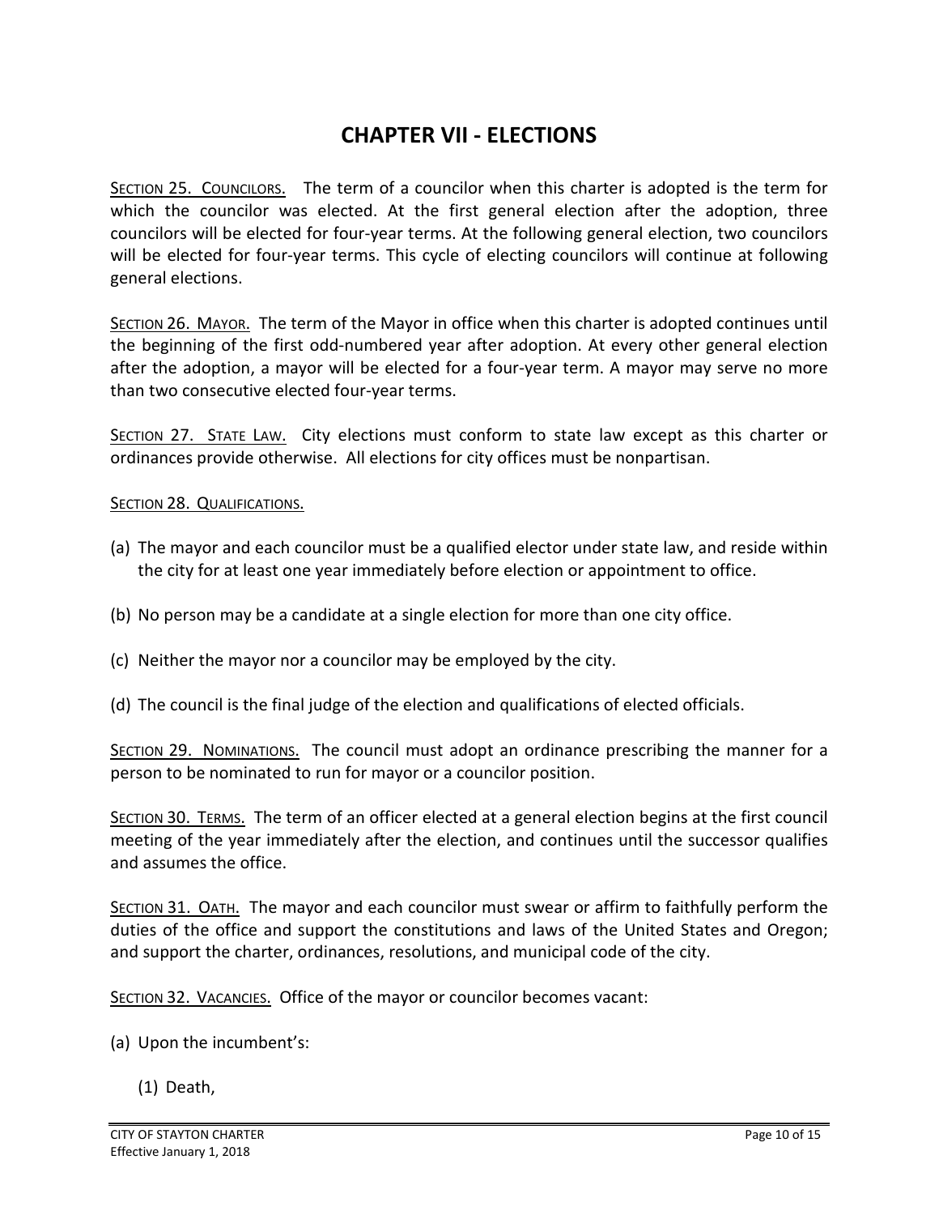# CHAPTER VII - ELECTIONS

SECTION 25. COUNCILORS. The term of a councilor when this charter is adopted is the term for which the councilor was elected. At the first general election after the adoption, three councilors will be elected for four-year terms. At the following general election, two councilors will be elected for four-year terms. This cycle of electing councilors will continue at following general elections.

SECTION 26. MAYOR. The term of the Mayor in office when this charter is adopted continues until the beginning of the first odd-numbered year after adoption. At every other general election after the adoption, a mayor will be elected for a four-year term. A mayor may serve no more than two consecutive elected four-year terms.

SECTION 27. STATE LAW. City elections must conform to state law except as this charter or ordinances provide otherwise. All elections for city offices must be nonpartisan.

SECTION 28. QUALIFICATIONS.

(a) The mayor and each councilor must be a qualified elector under state law, and reside within the city for at least one year immediately before election or appointment to office.

(b) No person may be a candidate at a single election for more than one city office.

(c) Neither the mayor nor a councilor may be employed by the city.

(d) The council is the final judge of the election and qualifications of elected officials.

SECTION 29. NOMINATIONS. The council must adopt an ordinance prescribing the manner for a person to be nominated to run for mayor or a councilor position.

SECTION 30. TERMS. The term of an officer elected at a general election begins at the first council meeting of the year immediately after the election, and continues until the successor qualifies and assumes the office.

SECTION 31. OATH. The mayor and each councilor must swear or affirm to faithfully perform the duties of the office and support the constitutions and laws of the United States and Oregon; and support the charter, ordinances, resolutions, and municipal code of the city.

SECTION 32. VACANCIES. Office of the mayor or councilor becomes vacant:

(a) Upon the incumbent's:

   (1) Death,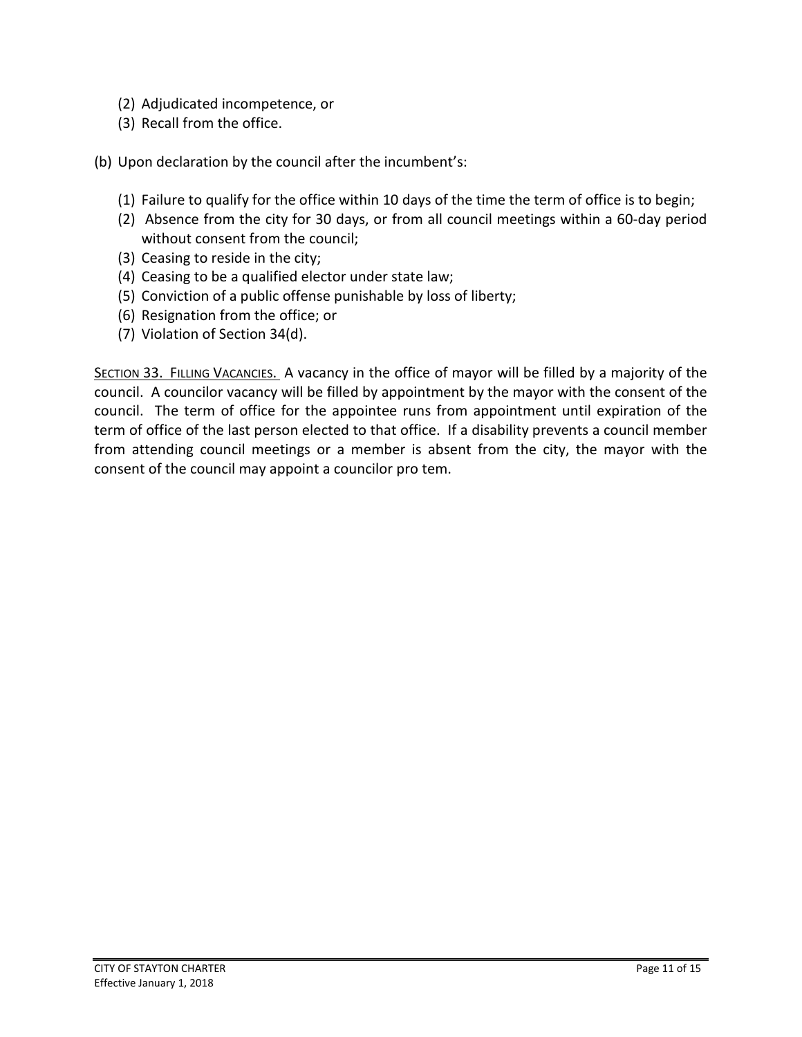(2) Adjudicated incompetence, or
(3) Recall from the office.

(b) Upon declaration by the council after the incumbent's:

(1) Failure to qualify for the office within 10 days of the time the term of office is to begin;
(2) Absence from the city for 30 days, or from all council meetings within a 60-day period without consent from the council;
(3) Ceasing to reside in the city;
(4) Ceasing to be a qualified elector under state law;
(5) Conviction of a public offense punishable by loss of liberty;
(6) Resignation from the office; or
(7) Violation of Section 34(d).

SECTION 33. FILLING VACANCIES. A vacancy in the office of mayor will be filled by a majority of the council. A councilor vacancy will be filled by appointment by the mayor with the consent of the council. The term of office for the appointee runs from appointment until expiration of the term of office of the last person elected to that office. If a disability prevents a council member from attending council meetings or a member is absent from the city, the mayor with the consent of the council may appoint a councilor pro tem.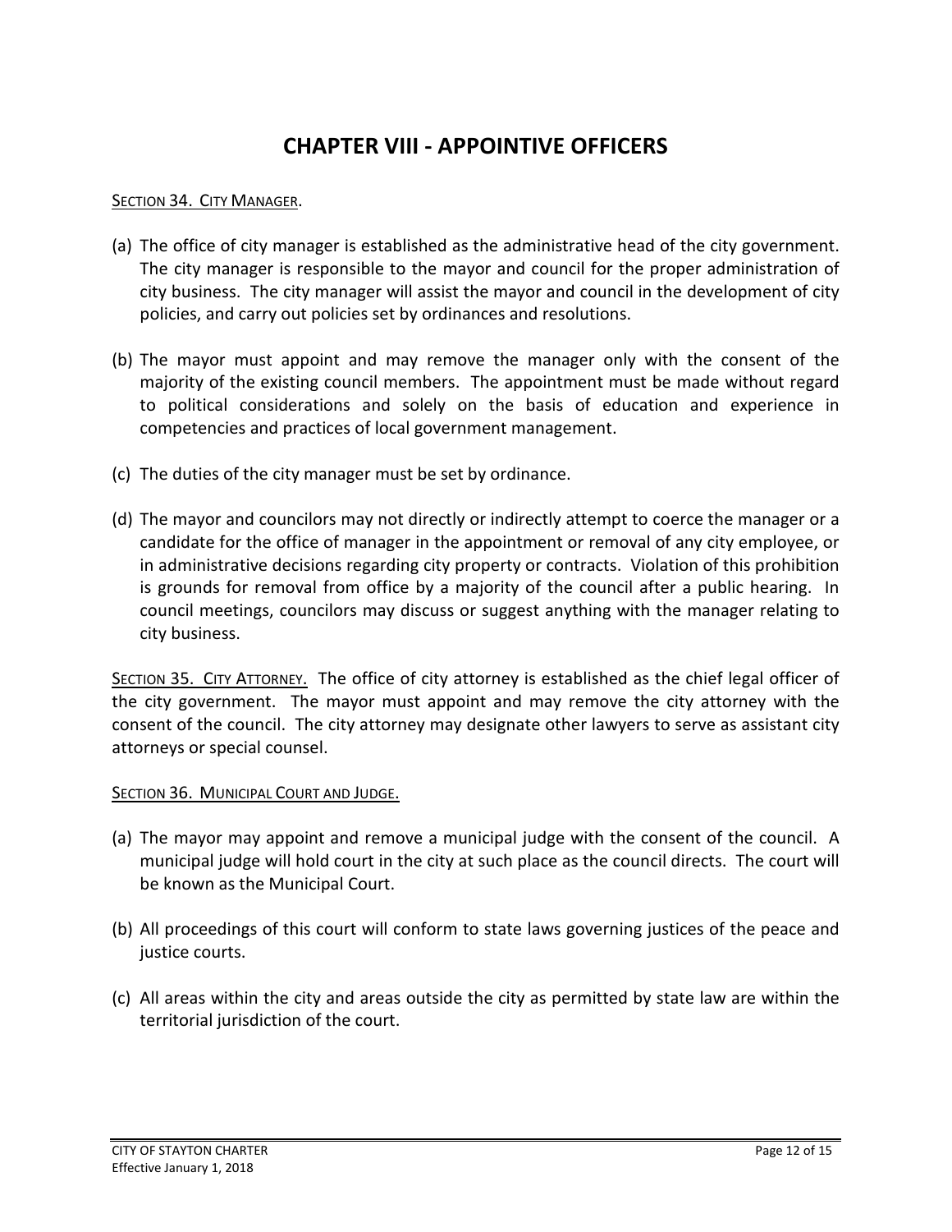# CHAPTER VIII - APPOINTIVE OFFICERS

<u>SECTION 34. CITY MANAGER</u>.

(a) The office of city manager is established as the administrative head of the city government. The city manager is responsible to the mayor and council for the proper administration of city business. The city manager will assist the mayor and council in the development of city policies, and carry out policies set by ordinances and resolutions.

(b) The mayor must appoint and may remove the manager only with the consent of the majority of the existing council members. The appointment must be made without regard to political considerations and solely on the basis of education and experience in competencies and practices of local government management.

(c) The duties of the city manager must be set by ordinance.

(d) The mayor and councilors may not directly or indirectly attempt to coerce the manager or a candidate for the office of manager in the appointment or removal of any city employee, or in administrative decisions regarding city property or contracts. Violation of this prohibition is grounds for removal from office by a majority of the council after a public hearing. In council meetings, councilors may discuss or suggest anything with the manager relating to city business.

<u>SECTION 35. CITY ATTORNEY.</u> The office of city attorney is established as the chief legal officer of the city government. The mayor must appoint and may remove the city attorney with the consent of the council. The city attorney may designate other lawyers to serve as assistant city attorneys or special counsel.

<u>SECTION 36. MUNICIPAL COURT AND JUDGE.</u>

(a) The mayor may appoint and remove a municipal judge with the consent of the council. A municipal judge will hold court in the city at such place as the council directs. The court will be known as the Municipal Court.

(b) All proceedings of this court will conform to state laws governing justices of the peace and justice courts.

(c) All areas within the city and areas outside the city as permitted by state law are within the territorial jurisdiction of the court.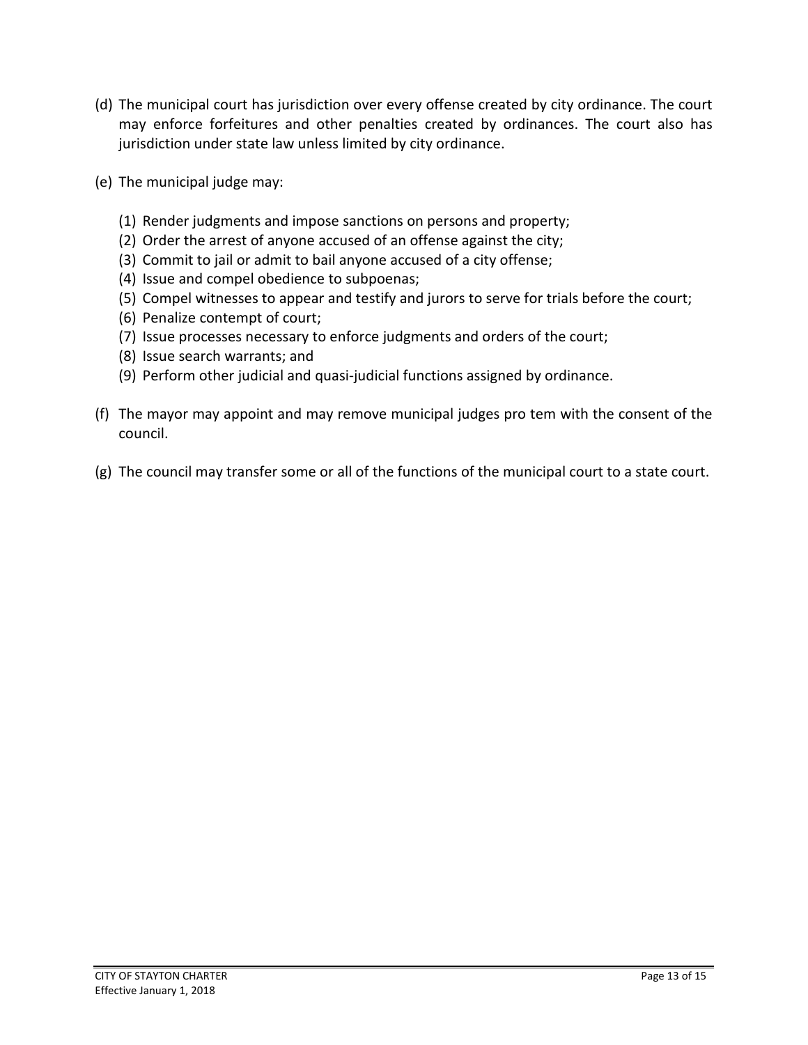(d) The municipal court has jurisdiction over every offense created by city ordinance. The court may enforce forfeitures and other penalties created by ordinances. The court also has jurisdiction under state law unless limited by city ordinance.

(e) The municipal judge may:

  (1) Render judgments and impose sanctions on persons and property;
  (2) Order the arrest of anyone accused of an offense against the city;
  (3) Commit to jail or admit to bail anyone accused of a city offense;
  (4) Issue and compel obedience to subpoenas;
  (5) Compel witnesses to appear and testify and jurors to serve for trials before the court;
  (6) Penalize contempt of court;
  (7) Issue processes necessary to enforce judgments and orders of the court;
  (8) Issue search warrants; and
  (9) Perform other judicial and quasi-judicial functions assigned by ordinance.

(f) The mayor may appoint and may remove municipal judges pro tem with the consent of the council.

(g) The council may transfer some or all of the functions of the municipal court to a state court.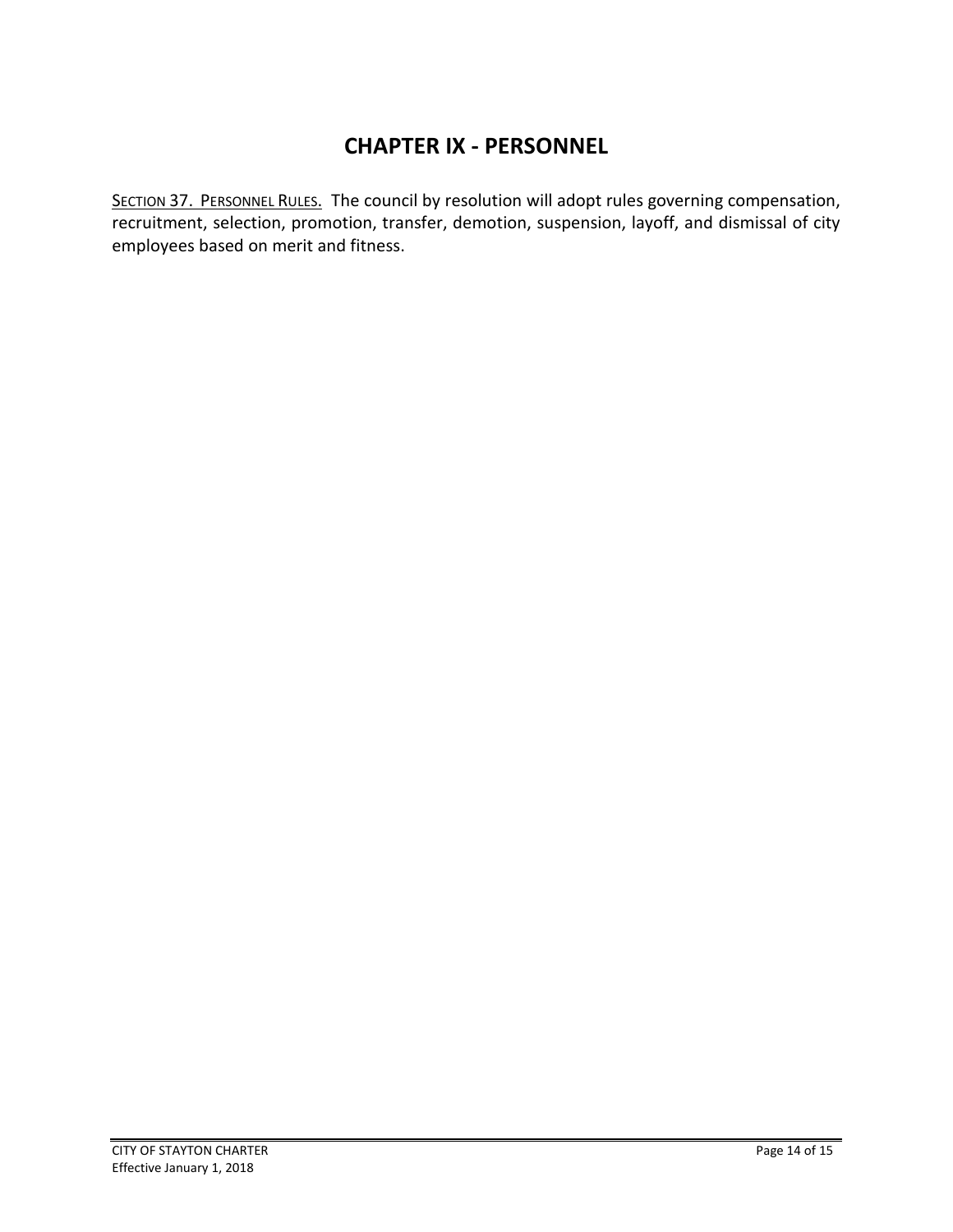# CHAPTER IX - PERSONNEL

SECTION 37. PERSONNEL RULES. The council by resolution will adopt rules governing compensation, recruitment, selection, promotion, transfer, demotion, suspension, layoff, and dismissal of city employees based on merit and fitness.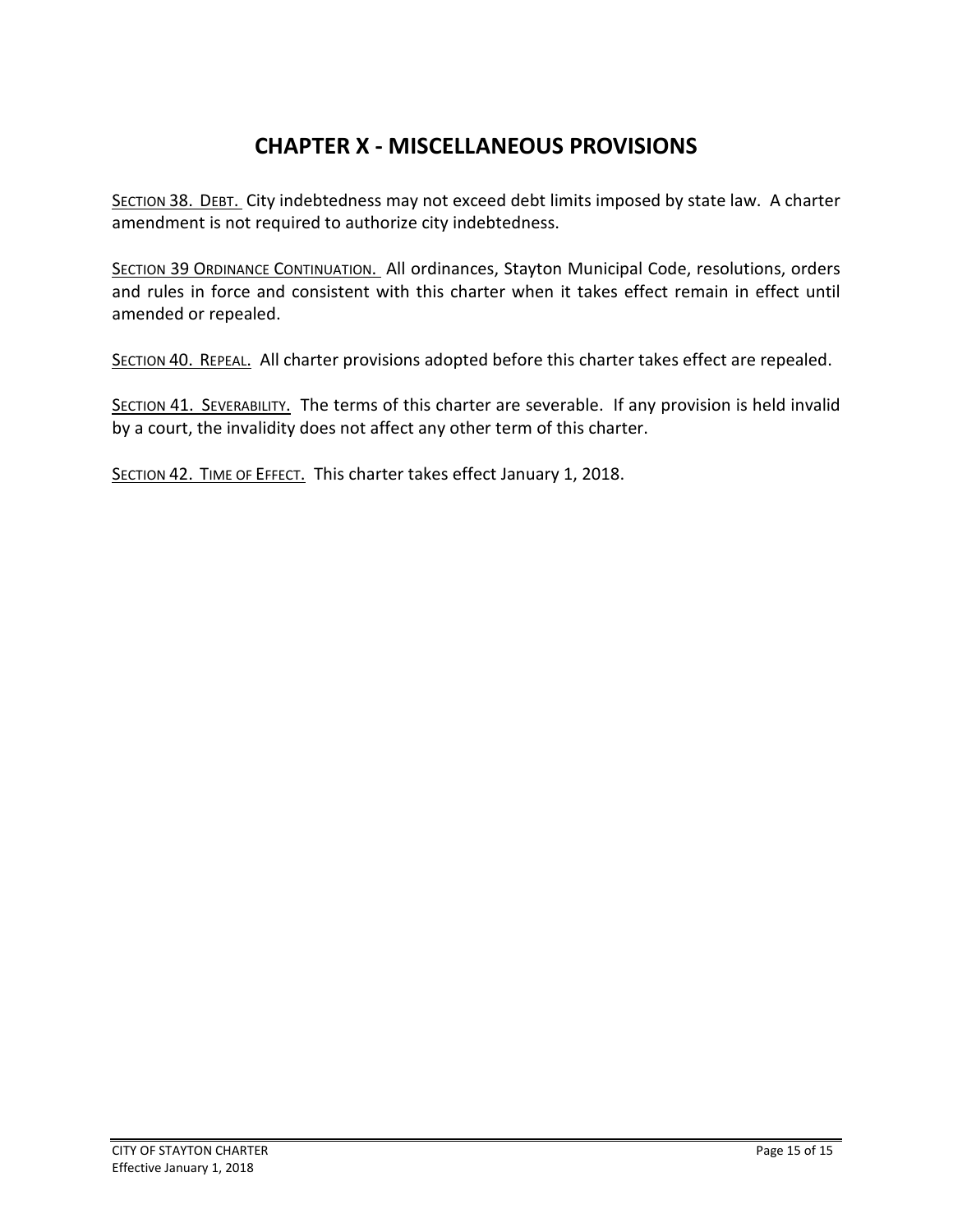# CHAPTER X - MISCELLANEOUS PROVISIONS

SECTION 38. DEBT. City indebtedness may not exceed debt limits imposed by state law. A charter amendment is not required to authorize city indebtedness.

SECTION 39 ORDINANCE CONTINUATION. All ordinances, Stayton Municipal Code, resolutions, orders and rules in force and consistent with this charter when it takes effect remain in effect until amended or repealed.

SECTION 40. REPEAL. All charter provisions adopted before this charter takes effect are repealed.

SECTION 41. SEVERABILITY. The terms of this charter are severable. If any provision is held invalid by a court, the invalidity does not affect any other term of this charter.

SECTION 42. TIME OF EFFECT. This charter takes effect January 1, 2018.